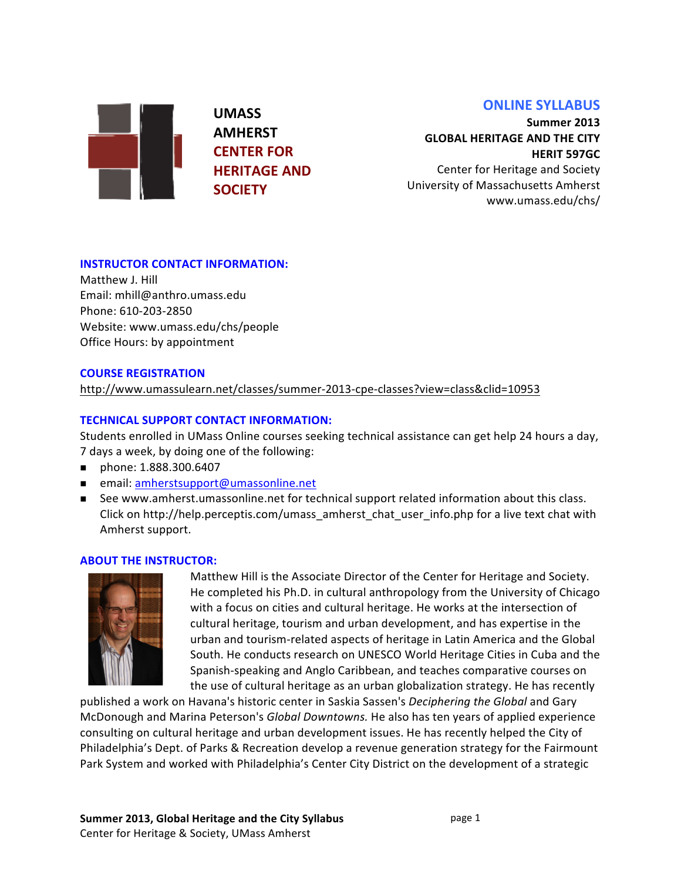UMASS AMHERST **CENTER FOR HERITAGE AND SOCIETY**

# ONLINE SYLLABUS

**Summer 2013**
**GLOBAL HERITAGE AND THE CITY**
**HERIT 597GC**
Center for Heritage and Society
University of Massachusetts Amherst
www.umass.edu/chs/

## INSTRUCTOR CONTACT INFORMATION:

Matthew J. Hill
Email: mhill@anthro.umass.edu
Phone: 610-203-2850
Website: www.umass.edu/chs/people
Office Hours: by appointment

## COURSE REGISTRATION

http://www.umassulearn.net/classes/summer-2013-cpe-classes?view=class&clid=10953

## TECHNICAL SUPPORT CONTACT INFORMATION:

Students enrolled in UMass Online courses seeking technical assistance can get help 24 hours a day, 7 days a week, by doing one of the following:

- phone: 1.888.300.6407
- email: amherstsupport@umassonline.net
- See www.amherst.umassonline.net for technical support related information about this class. Click on http://help.perceptis.com/umass_amherst_chat_user_info.php for a live text chat with Amherst support.

## ABOUT THE INSTRUCTOR:

Matthew Hill is the Associate Director of the Center for Heritage and Society. He completed his Ph.D. in cultural anthropology from the University of Chicago with a focus on cities and cultural heritage. He works at the intersection of cultural heritage, tourism and urban development, and has expertise in the urban and tourism-related aspects of heritage in Latin America and the Global South. He conducts research on UNESCO World Heritage Cities in Cuba and the Spanish-speaking and Anglo Caribbean, and teaches comparative courses on the use of cultural heritage as an urban globalization strategy. He has recently published a work on Havana's historic center in Saskia Sassen's *Deciphering the Global* and Gary McDonough and Marina Peterson's *Global Downtowns.* He also has ten years of applied experience consulting on cultural heritage and urban development issues. He has recently helped the City of Philadelphia's Dept. of Parks & Recreation develop a revenue generation strategy for the Fairmount Park System and worked with Philadelphia's Center City District on the development of a strategic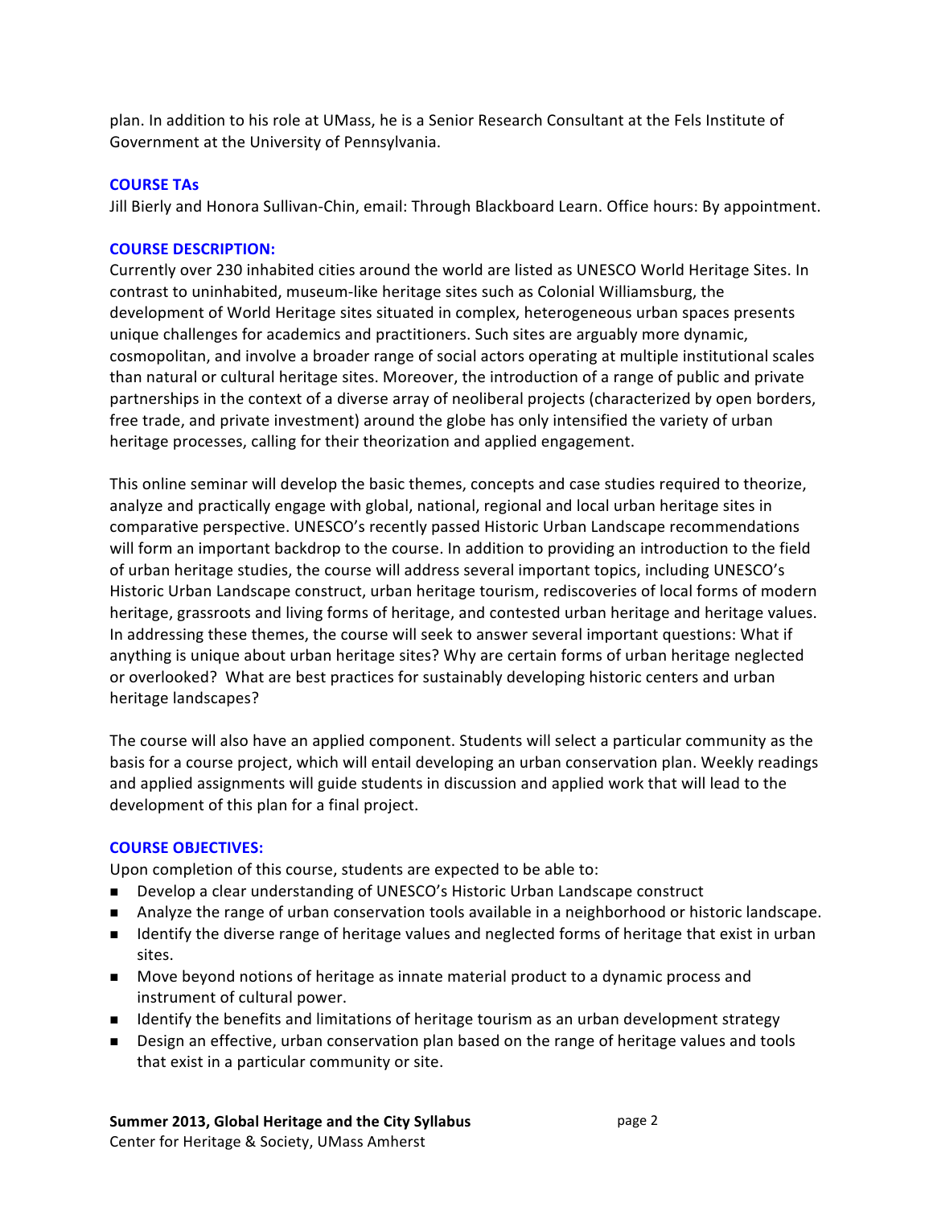plan. In addition to his role at UMass, he is a Senior Research Consultant at the Fels Institute of Government at the University of Pennsylvania.

## COURSE TAs

Jill Bierly and Honora Sullivan-Chin, email: Through Blackboard Learn. Office hours: By appointment.

## COURSE DESCRIPTION:

Currently over 230 inhabited cities around the world are listed as UNESCO World Heritage Sites. In contrast to uninhabited, museum-like heritage sites such as Colonial Williamsburg, the development of World Heritage sites situated in complex, heterogeneous urban spaces presents unique challenges for academics and practitioners. Such sites are arguably more dynamic, cosmopolitan, and involve a broader range of social actors operating at multiple institutional scales than natural or cultural heritage sites. Moreover, the introduction of a range of public and private partnerships in the context of a diverse array of neoliberal projects (characterized by open borders, free trade, and private investment) around the globe has only intensified the variety of urban heritage processes, calling for their theorization and applied engagement.

This online seminar will develop the basic themes, concepts and case studies required to theorize, analyze and practically engage with global, national, regional and local urban heritage sites in comparative perspective. UNESCO's recently passed Historic Urban Landscape recommendations will form an important backdrop to the course. In addition to providing an introduction to the field of urban heritage studies, the course will address several important topics, including UNESCO's Historic Urban Landscape construct, urban heritage tourism, rediscoveries of local forms of modern heritage, grassroots and living forms of heritage, and contested urban heritage and heritage values. In addressing these themes, the course will seek to answer several important questions: What if anything is unique about urban heritage sites? Why are certain forms of urban heritage neglected or overlooked? What are best practices for sustainably developing historic centers and urban heritage landscapes?

The course will also have an applied component. Students will select a particular community as the basis for a course project, which will entail developing an urban conservation plan. Weekly readings and applied assignments will guide students in discussion and applied work that will lead to the development of this plan for a final project.

## COURSE OBJECTIVES:

Upon completion of this course, students are expected to be able to:

- Develop a clear understanding of UNESCO's Historic Urban Landscape construct
- Analyze the range of urban conservation tools available in a neighborhood or historic landscape.
- Identify the diverse range of heritage values and neglected forms of heritage that exist in urban sites.
- Move beyond notions of heritage as innate material product to a dynamic process and instrument of cultural power.
- Identify the benefits and limitations of heritage tourism as an urban development strategy
- Design an effective, urban conservation plan based on the range of heritage values and tools that exist in a particular community or site.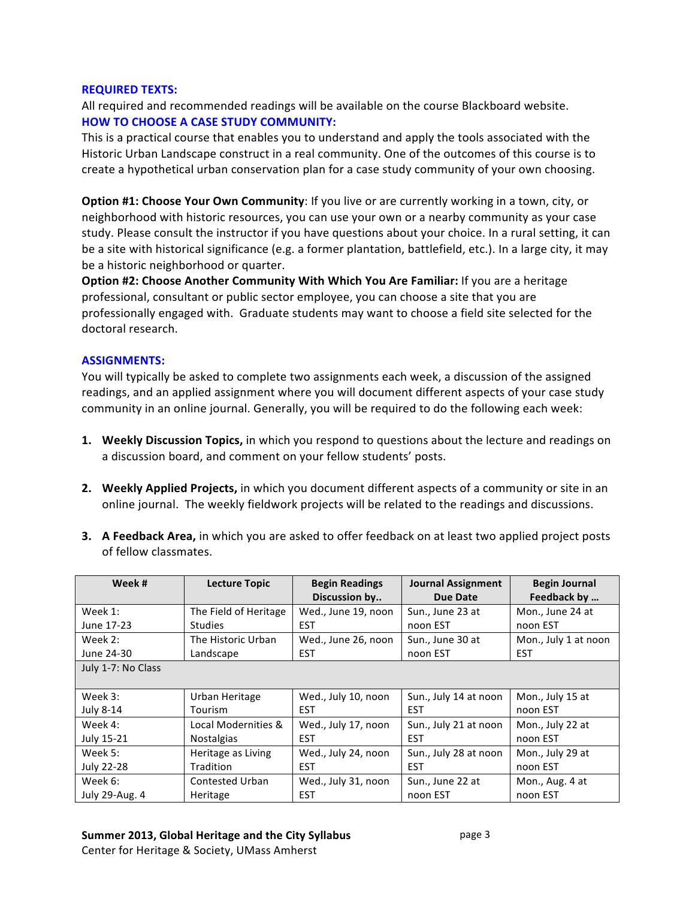**REQUIRED TEXTS:**

All required and recommended readings will be available on the course Blackboard website.

**HOW TO CHOOSE A CASE STUDY COMMUNITY:**

This is a practical course that enables you to understand and apply the tools associated with the Historic Urban Landscape construct in a real community. One of the outcomes of this course is to create a hypothetical urban conservation plan for a case study community of your own choosing.

**Option #1: Choose Your Own Community**: If you live or are currently working in a town, city, or neighborhood with historic resources, you can use your own or a nearby community as your case study. Please consult the instructor if you have questions about your choice. In a rural setting, it can be a site with historical significance (e.g. a former plantation, battlefield, etc.). In a large city, it may be a historic neighborhood or quarter.

**Option #2: Choose Another Community With Which You Are Familiar:** If you are a heritage professional, consultant or public sector employee, you can choose a site that you are professionally engaged with. Graduate students may want to choose a field site selected for the doctoral research.

**ASSIGNMENTS:**

You will typically be asked to complete two assignments each week, a discussion of the assigned readings, and an applied assignment where you will document different aspects of your case study community in an online journal. Generally, you will be required to do the following each week:

1. **Weekly Discussion Topics,** in which you respond to questions about the lecture and readings on a discussion board, and comment on your fellow students' posts.

2. **Weekly Applied Projects,** in which you document different aspects of a community or site in an online journal. The weekly fieldwork projects will be related to the readings and discussions.

3. **A Feedback Area,** in which you are asked to offer feedback on at least two applied project posts of fellow classmates.

| Week # | Lecture Topic | Begin Readings Discussion by.. | Journal Assignment Due Date | Begin Journal Feedback by … |
|---|---|---|---|---|
| Week 1: June 17-23 | The Field of Heritage Studies | Wed., June 19, noon EST | Sun., June 23 at noon EST | Mon., June 24 at noon EST |
| Week 2: June 24-30 | The Historic Urban Landscape | Wed., June 26, noon EST | Sun., June 30 at noon EST | Mon., July 1 at noon EST |
| July 1-7: No Class | | | | |
| Week 3: July 8-14 | Urban Heritage Tourism | Wed., July 10, noon EST | Sun., July 14 at noon EST | Mon., July 15 at noon EST |
| Week 4: July 15-21 | Local Modernities & Nostalgias | Wed., July 17, noon EST | Sun., July 21 at noon EST | Mon., July 22 at noon EST |
| Week 5: July 22-28 | Heritage as Living Tradition | Wed., July 24, noon EST | Sun., July 28 at noon EST | Mon., July 29 at noon EST |
| Week 6: July 29-Aug. 4 | Contested Urban Heritage | Wed., July 31, noon EST | Sun., June 22 at noon EST | Mon., Aug. 4 at noon EST |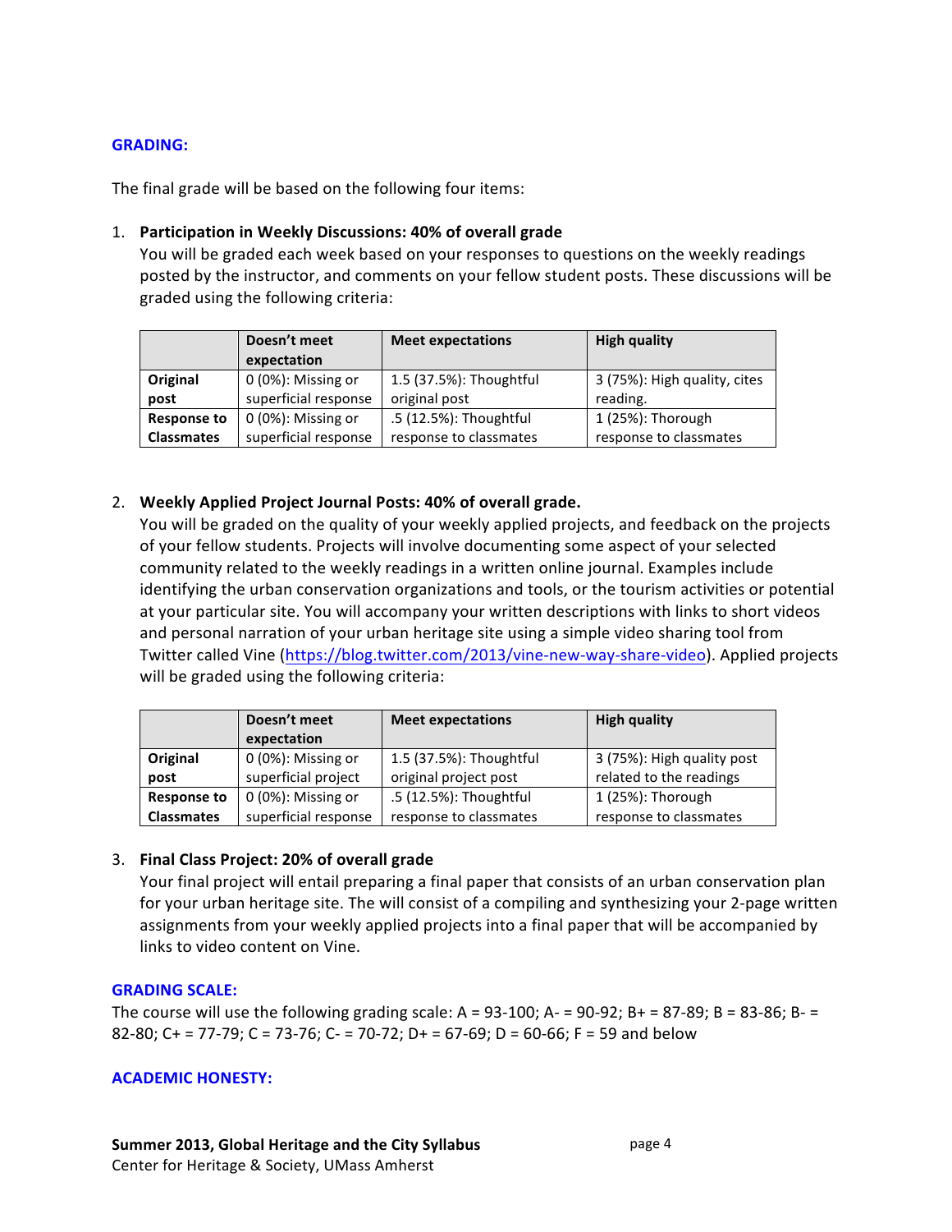## GRADING:

The final grade will be based on the following four items:

1. **Participation in Weekly Discussions: 40% of overall grade**
   You will be graded each week based on your responses to questions on the weekly readings posted by the instructor, and comments on your fellow student posts. These discussions will be graded using the following criteria:

| | Doesn't meet expectation | Meet expectations | High quality |
|---|---|---|---|
| **Original post** | 0 (0%): Missing or superficial response | 1.5 (37.5%): Thoughtful original post | 3 (75%): High quality, cites reading. |
| **Response to Classmates** | 0 (0%): Missing or superficial response | .5 (12.5%): Thoughtful response to classmates | 1 (25%): Thorough response to classmates |

2. **Weekly Applied Project Journal Posts: 40% of overall grade.**
   You will be graded on the quality of your weekly applied projects, and feedback on the projects of your fellow students. Projects will involve documenting some aspect of your selected community related to the weekly readings in a written online journal. Examples include identifying the urban conservation organizations and tools, or the tourism activities or potential at your particular site. You will accompany your written descriptions with links to short videos and personal narration of your urban heritage site using a simple video sharing tool from Twitter called Vine (https://blog.twitter.com/2013/vine-new-way-share-video). Applied projects will be graded using the following criteria:

| | Doesn't meet expectation | Meet expectations | High quality |
|---|---|---|---|
| **Original post** | 0 (0%): Missing or superficial project | 1.5 (37.5%): Thoughtful original project post | 3 (75%): High quality post related to the readings |
| **Response to Classmates** | 0 (0%): Missing or superficial response | .5 (12.5%): Thoughtful response to classmates | 1 (25%): Thorough response to classmates |

3. **Final Class Project: 20% of overall grade**
   Your final project will entail preparing a final paper that consists of an urban conservation plan for your urban heritage site. The will consist of a compiling and synthesizing your 2-page written assignments from your weekly applied projects into a final paper that will be accompanied by links to video content on Vine.

## GRADING SCALE:

The course will use the following grading scale: A = 93-100; A- = 90-92; B+ = 87-89; B = 83-86; B- = 82-80; C+ = 77-79; C = 73-76; C- = 70-72; D+ = 67-69; D = 60-66; F = 59 and below

## ACADEMIC HONESTY: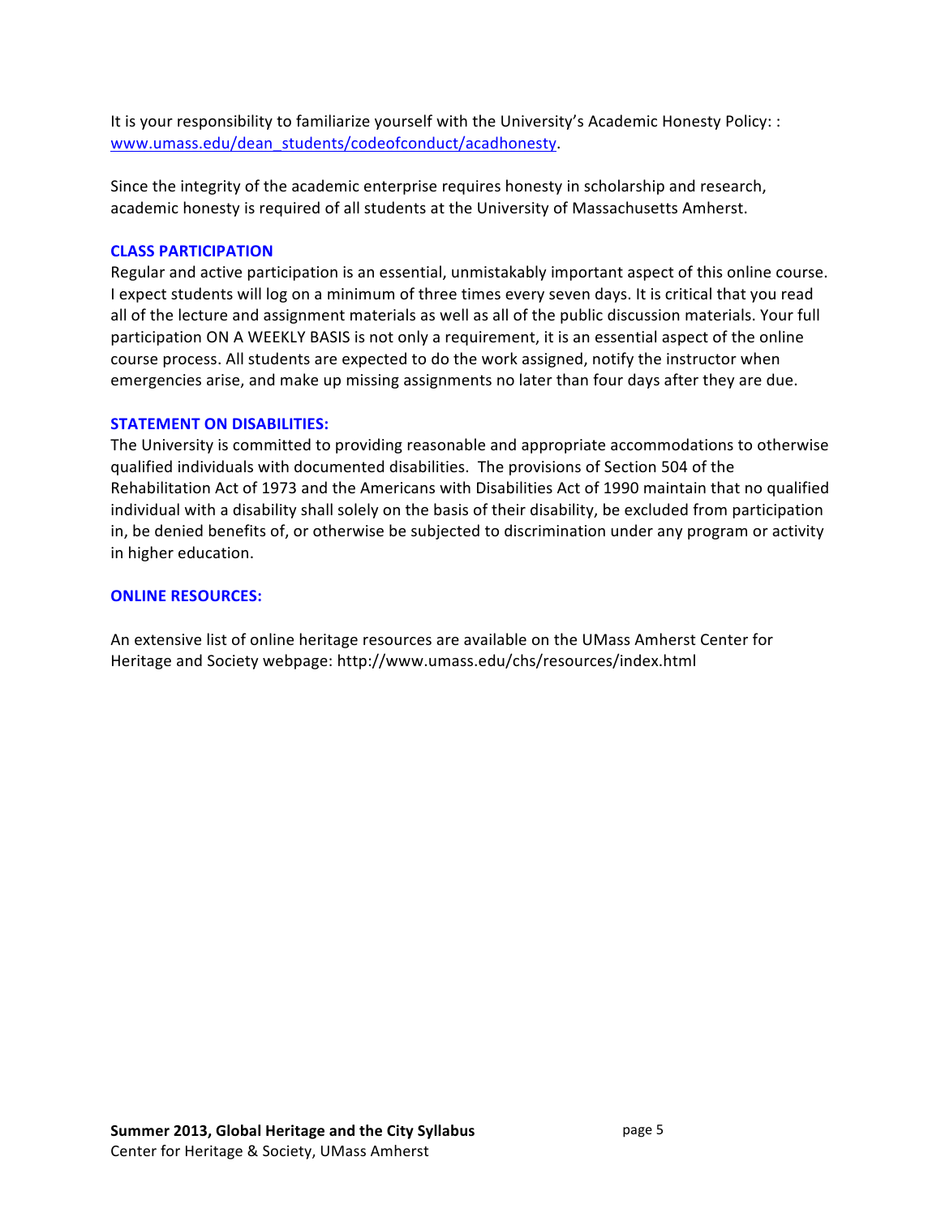It is your responsibility to familiarize yourself with the University's Academic Honesty Policy: : [www.umass.edu/dean_students/codeofconduct/acadhonesty](www.umass.edu/dean_students/codeofconduct/acadhonesty).

Since the integrity of the academic enterprise requires honesty in scholarship and research, academic honesty is required of all students at the University of Massachusetts Amherst.

### CLASS PARTICIPATION

Regular and active participation is an essential, unmistakably important aspect of this online course. I expect students will log on a minimum of three times every seven days. It is critical that you read all of the lecture and assignment materials as well as all of the public discussion materials. Your full participation ON A WEEKLY BASIS is not only a requirement, it is an essential aspect of the online course process. All students are expected to do the work assigned, notify the instructor when emergencies arise, and make up missing assignments no later than four days after they are due.

### STATEMENT ON DISABILITIES:

The University is committed to providing reasonable and appropriate accommodations to otherwise qualified individuals with documented disabilities. The provisions of Section 504 of the Rehabilitation Act of 1973 and the Americans with Disabilities Act of 1990 maintain that no qualified individual with a disability shall solely on the basis of their disability, be excluded from participation in, be denied benefits of, or otherwise be subjected to discrimination under any program or activity in higher education.

### ONLINE RESOURCES:

An extensive list of online heritage resources are available on the UMass Amherst Center for Heritage and Society webpage: http://www.umass.edu/chs/resources/index.html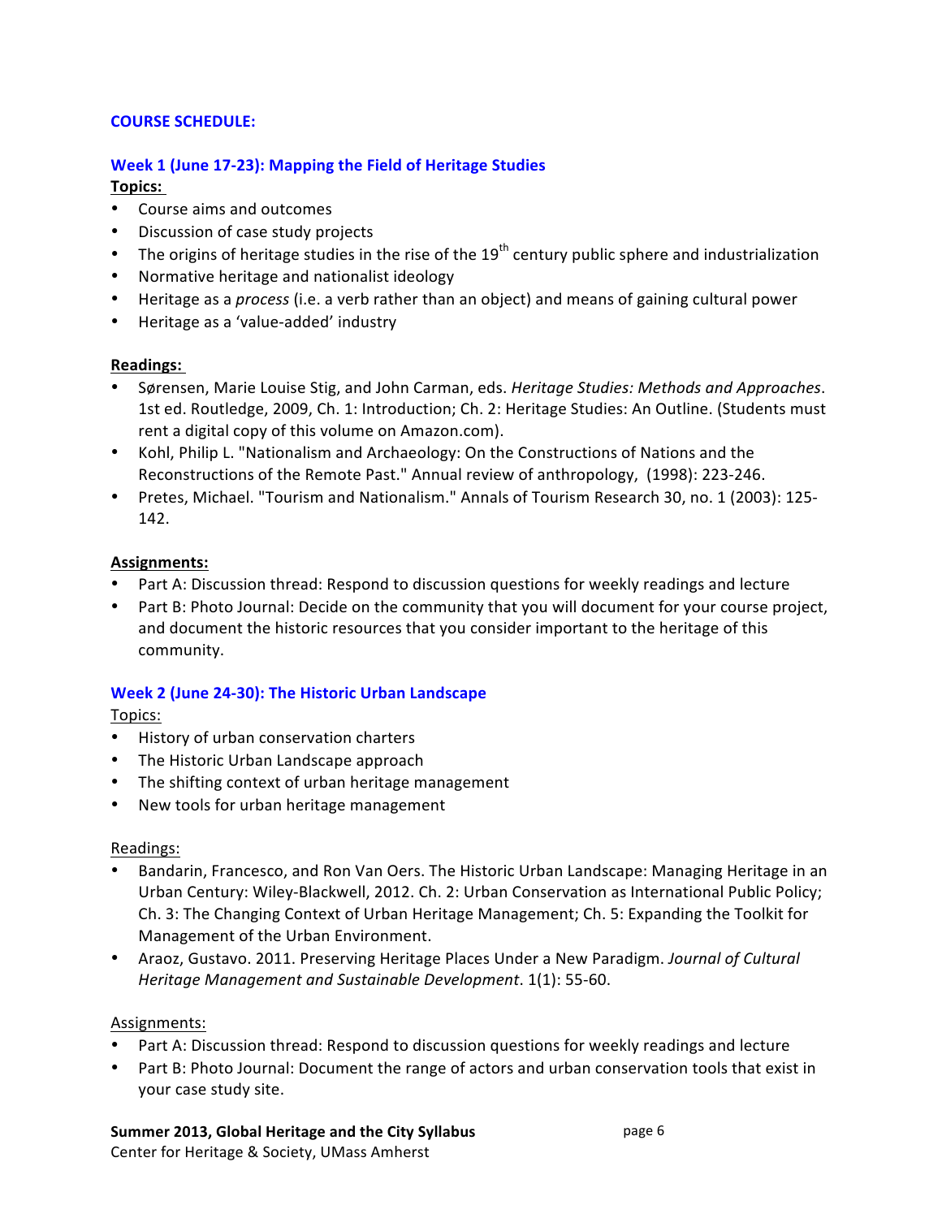**COURSE SCHEDULE:**

### Week 1 (June 17-23): Mapping the Field of Heritage Studies

**Topics:**

- Course aims and outcomes
- Discussion of case study projects
- The origins of heritage studies in the rise of the 19th century public sphere and industrialization
- Normative heritage and nationalist ideology
- Heritage as a *process* (i.e. a verb rather than an object) and means of gaining cultural power
- Heritage as a 'value-added' industry

**Readings:**

- Sørensen, Marie Louise Stig, and John Carman, eds. *Heritage Studies: Methods and Approaches*. 1st ed. Routledge, 2009, Ch. 1: Introduction; Ch. 2: Heritage Studies: An Outline. (Students must rent a digital copy of this volume on Amazon.com).
- Kohl, Philip L. "Nationalism and Archaeology: On the Constructions of Nations and the Reconstructions of the Remote Past." Annual review of anthropology, (1998): 223-246.
- Pretes, Michael. "Tourism and Nationalism." Annals of Tourism Research 30, no. 1 (2003): 125-142.

**Assignments:**

- Part A: Discussion thread: Respond to discussion questions for weekly readings and lecture
- Part B: Photo Journal: Decide on the community that you will document for your course project, and document the historic resources that you consider important to the heritage of this community.

### Week 2 (June 24-30): The Historic Urban Landscape

Topics:

- History of urban conservation charters
- The Historic Urban Landscape approach
- The shifting context of urban heritage management
- New tools for urban heritage management

Readings:

- Bandarin, Francesco, and Ron Van Oers. The Historic Urban Landscape: Managing Heritage in an Urban Century: Wiley-Blackwell, 2012. Ch. 2: Urban Conservation as International Public Policy; Ch. 3: The Changing Context of Urban Heritage Management; Ch. 5: Expanding the Toolkit for Management of the Urban Environment.
- Araoz, Gustavo. 2011. Preserving Heritage Places Under a New Paradigm. *Journal of Cultural Heritage Management and Sustainable Development*. 1(1): 55-60.

Assignments:

- Part A: Discussion thread: Respond to discussion questions for weekly readings and lecture
- Part B: Photo Journal: Document the range of actors and urban conservation tools that exist in your case study site.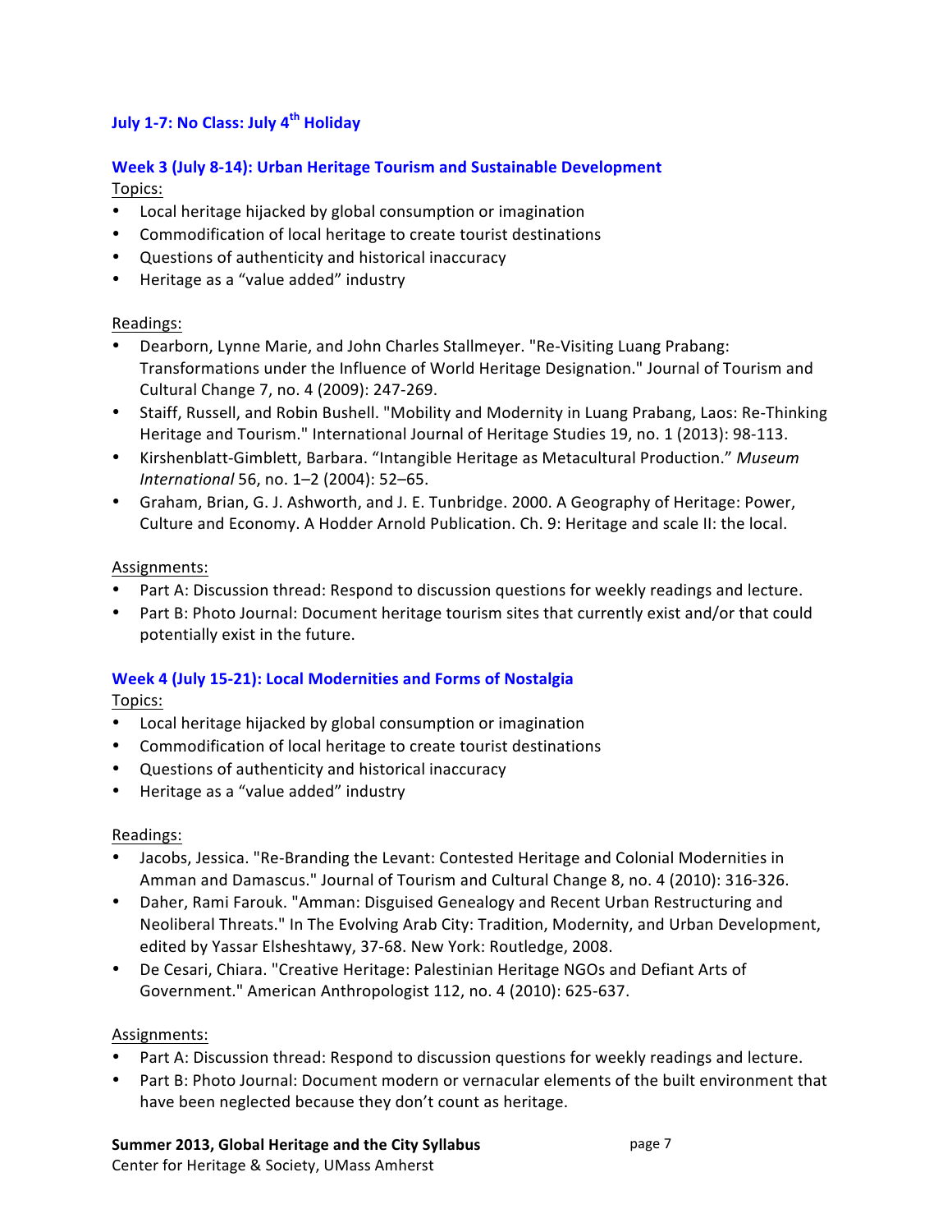### July 1-7: No Class: July 4th Holiday

### Week 3 (July 8-14): Urban Heritage Tourism and Sustainable Development

Topics:

- Local heritage hijacked by global consumption or imagination
- Commodification of local heritage to create tourist destinations
- Questions of authenticity and historical inaccuracy
- Heritage as a "value added" industry

Readings:

- Dearborn, Lynne Marie, and John Charles Stallmeyer. "Re-Visiting Luang Prabang: Transformations under the Influence of World Heritage Designation." Journal of Tourism and Cultural Change 7, no. 4 (2009): 247-269.
- Staiff, Russell, and Robin Bushell. "Mobility and Modernity in Luang Prabang, Laos: Re-Thinking Heritage and Tourism." International Journal of Heritage Studies 19, no. 1 (2013): 98-113.
- Kirshenblatt-Gimblett, Barbara. "Intangible Heritage as Metacultural Production." *Museum International* 56, no. 1–2 (2004): 52–65.
- Graham, Brian, G. J. Ashworth, and J. E. Tunbridge. 2000. A Geography of Heritage: Power, Culture and Economy. A Hodder Arnold Publication. Ch. 9: Heritage and scale II: the local.

Assignments:

- Part A: Discussion thread: Respond to discussion questions for weekly readings and lecture.
- Part B: Photo Journal: Document heritage tourism sites that currently exist and/or that could potentially exist in the future.

### Week 4 (July 15-21): Local Modernities and Forms of Nostalgia

Topics:

- Local heritage hijacked by global consumption or imagination
- Commodification of local heritage to create tourist destinations
- Questions of authenticity and historical inaccuracy
- Heritage as a "value added" industry

Readings:

- Jacobs, Jessica. "Re-Branding the Levant: Contested Heritage and Colonial Modernities in Amman and Damascus." Journal of Tourism and Cultural Change 8, no. 4 (2010): 316-326.
- Daher, Rami Farouk. "Amman: Disguised Genealogy and Recent Urban Restructuring and Neoliberal Threats." In The Evolving Arab City: Tradition, Modernity, and Urban Development, edited by Yassar Elsheshtawy, 37-68. New York: Routledge, 2008.
- De Cesari, Chiara. "Creative Heritage: Palestinian Heritage NGOs and Defiant Arts of Government." American Anthropologist 112, no. 4 (2010): 625-637.

Assignments:

- Part A: Discussion thread: Respond to discussion questions for weekly readings and lecture.
- Part B: Photo Journal: Document modern or vernacular elements of the built environment that have been neglected because they don't count as heritage.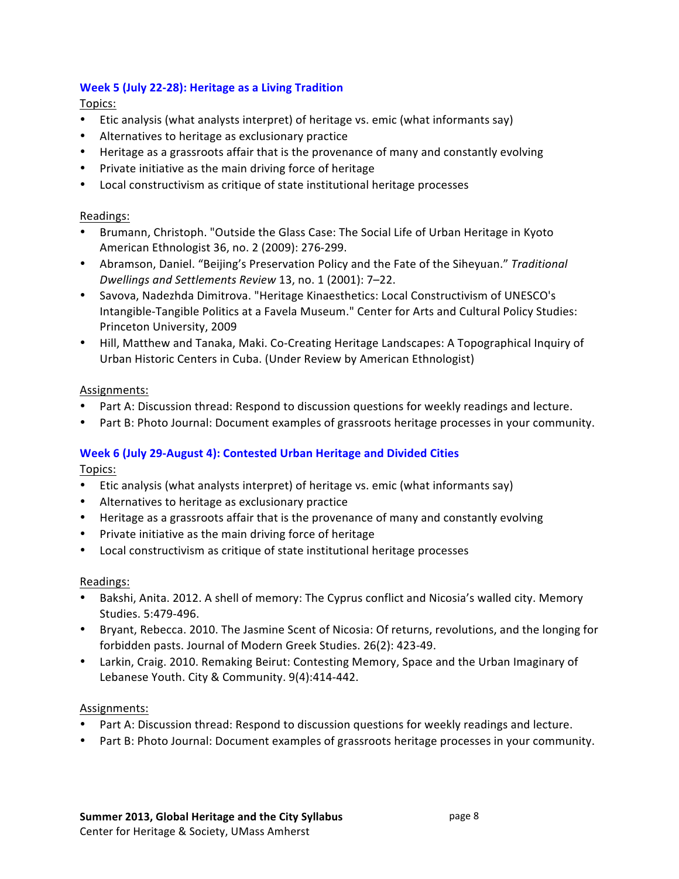### Week 5 (July 22-28): Heritage as a Living Tradition

Topics:

- Etic analysis (what analysts interpret) of heritage vs. emic (what informants say)
- Alternatives to heritage as exclusionary practice
- Heritage as a grassroots affair that is the provenance of many and constantly evolving
- Private initiative as the main driving force of heritage
- Local constructivism as critique of state institutional heritage processes

Readings:

- Brumann, Christoph. "Outside the Glass Case: The Social Life of Urban Heritage in Kyoto American Ethnologist 36, no. 2 (2009): 276-299.
- Abramson, Daniel. "Beijing's Preservation Policy and the Fate of the Siheyuan." *Traditional Dwellings and Settlements Review* 13, no. 1 (2001): 7–22.
- Savova, Nadezhda Dimitrova. "Heritage Kinaesthetics: Local Constructivism of UNESCO's Intangible-Tangible Politics at a Favela Museum." Center for Arts and Cultural Policy Studies: Princeton University, 2009
- Hill, Matthew and Tanaka, Maki. Co-Creating Heritage Landscapes: A Topographical Inquiry of Urban Historic Centers in Cuba. (Under Review by American Ethnologist)

Assignments:

- Part A: Discussion thread: Respond to discussion questions for weekly readings and lecture.
- Part B: Photo Journal: Document examples of grassroots heritage processes in your community.

### Week 6 (July 29-August 4): Contested Urban Heritage and Divided Cities

Topics:

- Etic analysis (what analysts interpret) of heritage vs. emic (what informants say)
- Alternatives to heritage as exclusionary practice
- Heritage as a grassroots affair that is the provenance of many and constantly evolving
- Private initiative as the main driving force of heritage
- Local constructivism as critique of state institutional heritage processes

Readings:

- Bakshi, Anita. 2012. A shell of memory: The Cyprus conflict and Nicosia's walled city. Memory Studies. 5:479-496.
- Bryant, Rebecca. 2010. The Jasmine Scent of Nicosia: Of returns, revolutions, and the longing for forbidden pasts. Journal of Modern Greek Studies. 26(2): 423-49.
- Larkin, Craig. 2010. Remaking Beirut: Contesting Memory, Space and the Urban Imaginary of Lebanese Youth. City & Community. 9(4):414-442.

Assignments:

- Part A: Discussion thread: Respond to discussion questions for weekly readings and lecture.
- Part B: Photo Journal: Document examples of grassroots heritage processes in your community.